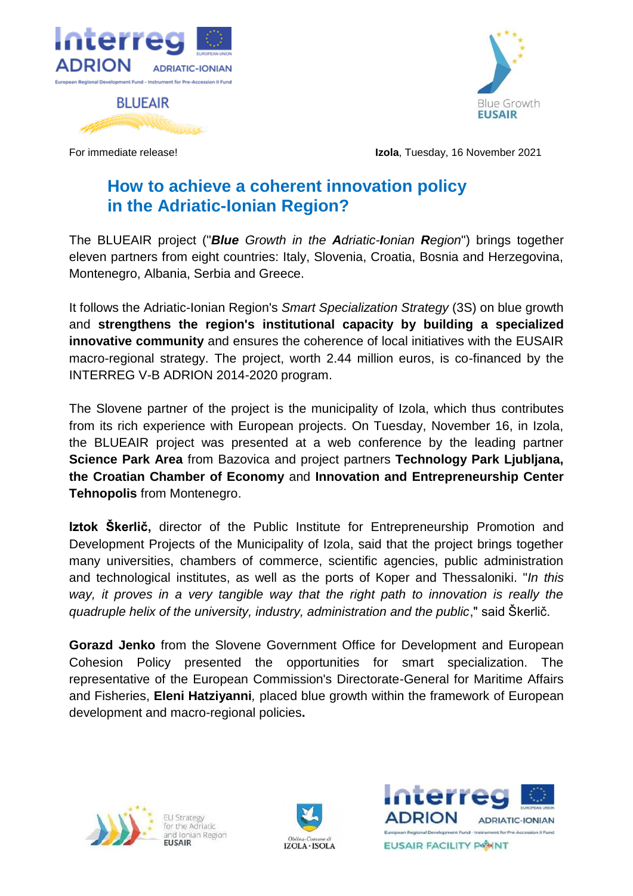For immediate release!

**Izola**, Tuesday, 16 November 2021

# How to achieve a coherent innovation policy in the Adriatic-Ionian Region?

The BLUEAIR project ("***Blue** Growth in the **A**driatic-**I**onian **R**egion*") brings together eleven partners from eight countries: Italy, Slovenia, Croatia, Bosnia and Herzegovina, Montenegro, Albania, Serbia and Greece.

It follows the Adriatic-Ionian Region's *Smart Specialization Strategy* (3S) on blue growth and **strengthens the region's institutional capacity by building a specialized innovative community** and ensures the coherence of local initiatives with the EUSAIR macro-regional strategy. The project, worth 2.44 million euros, is co-financed by the INTERREG V-B ADRION 2014-2020 program.

The Slovene partner of the project is the municipality of Izola, which thus contributes from its rich experience with European projects. On Tuesday, November 16, in Izola, the BLUEAIR project was presented at a web conference by the leading partner **Science Park Area** from Bazovica and project partners **Technology Park Ljubljana, the Croatian Chamber of Economy** and **Innovation and Entrepreneurship Center Tehnopolis** from Montenegro.

**Iztok Škerlič,** director of the Public Institute for Entrepreneurship Promotion and Development Projects of the Municipality of Izola, said that the project brings together many universities, chambers of commerce, scientific agencies, public administration and technological institutes, as well as the ports of Koper and Thessaloniki. "*In this way, it proves in a very tangible way that the right path to innovation is really the quadruple helix of the university, industry, administration and the public*," said Škerlič.

**Gorazd Jenko** from the Slovene Government Office for Development and European Cohesion Policy presented the opportunities for smart specialization. The representative of the European Commission's Directorate-General for Maritime Affairs and Fisheries, **Eleni Hatziyanni***,* placed blue growth within the framework of European development and macro-regional policies**.**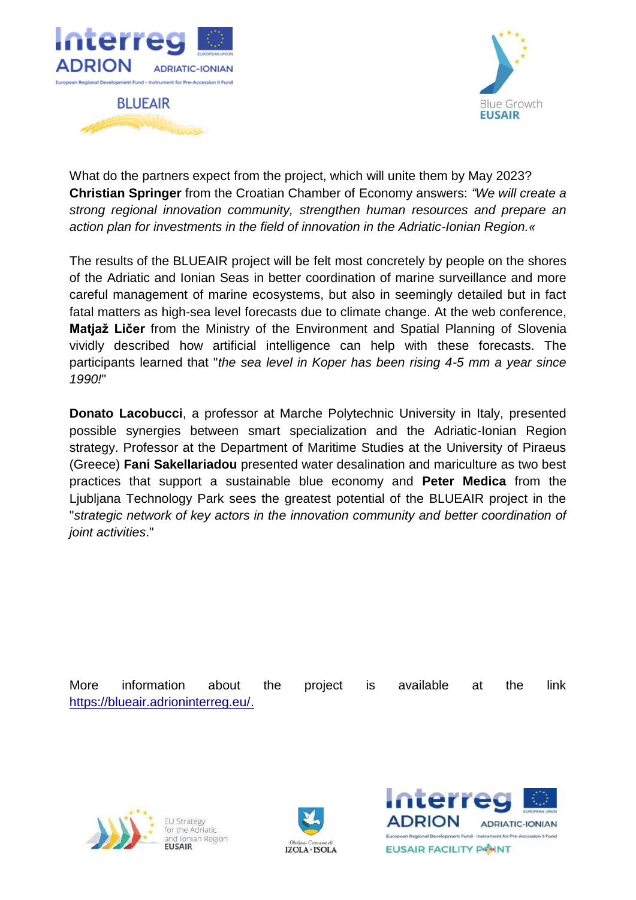What do the partners expect from the project, which will unite them by May 2023? **Christian Springer** from the Croatian Chamber of Economy answers: *"We will create a strong regional innovation community, strengthen human resources and prepare an action plan for investments in the field of innovation in the Adriatic-Ionian Region.«*

The results of the BLUEAIR project will be felt most concretely by people on the shores of the Adriatic and Ionian Seas in better coordination of marine surveillance and more careful management of marine ecosystems, but also in seemingly detailed but in fact fatal matters as high-sea level forecasts due to climate change. At the web conference, **Matjaž Ličer** from the Ministry of the Environment and Spatial Planning of Slovenia vividly described how artificial intelligence can help with these forecasts. The participants learned that "*the sea level in Koper has been rising 4-5 mm a year since 1990!*"

**Donato Lacobucci**, a professor at Marche Polytechnic University in Italy, presented possible synergies between smart specialization and the Adriatic-Ionian Region strategy. Professor at the Department of Maritime Studies at the University of Piraeus (Greece) **Fani Sakellariadou** presented water desalination and mariculture as two best practices that support a sustainable blue economy and **Peter Medica** from the Ljubljana Technology Park sees the greatest potential of the BLUEAIR project in the "*strategic network of key actors in the innovation community and better coordination of joint activities*."

More information about the project is available at the link https://blueair.adrioninterreg.eu/.